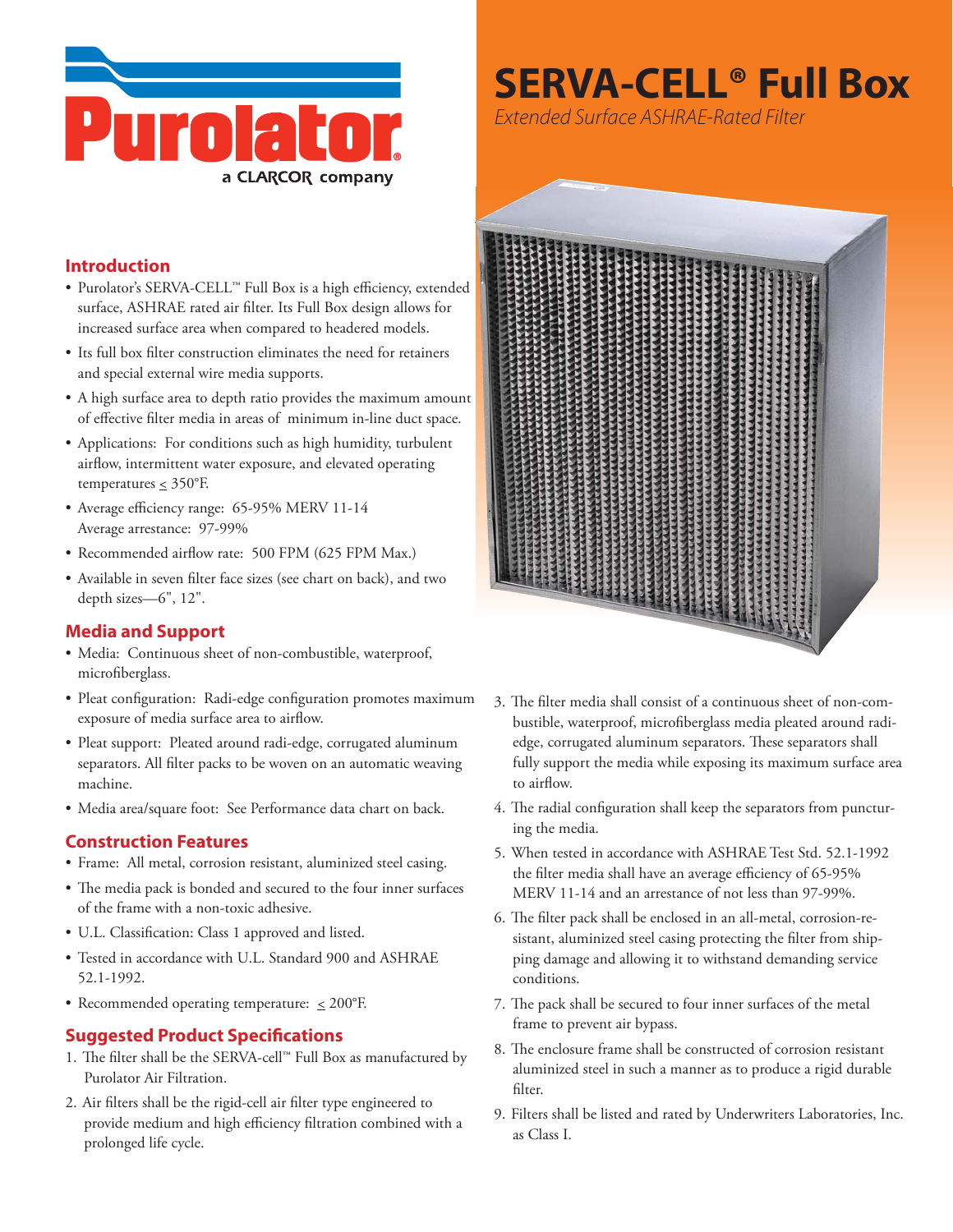Purolator

a CLARCOR company

# SERVA-CELL® Full Box

*Extended Surface ASHRAE-Rated Filter*

## Introduction

- Purolator's SERVA-CELL™ Full Box is a high efficiency, extended surface, ASHRAE rated air filter. Its Full Box design allows for increased surface area when compared to headered models.
- Its full box filter construction eliminates the need for retainers and special external wire media supports.
- A high surface area to depth ratio provides the maximum amount of effective filter media in areas of minimum in-line duct space.
- Applications: For conditions such as high humidity, turbulent airflow, intermittent water exposure, and elevated operating temperatures ≤ 350°F.
- Average efficiency range: 65-95% MERV 11-14
  Average arrestance: 97-99%
- Recommended airflow rate: 500 FPM (625 FPM Max.)
- Available in seven filter face sizes (see chart on back), and two depth sizes—6", 12".

## Media and Support

- Media: Continuous sheet of non-combustible, waterproof, microfiberglass.
- Pleat configuration: Radi-edge configuration promotes maximum exposure of media surface area to airflow.
- Pleat support: Pleated around radi-edge, corrugated aluminum separators. All filter packs to be woven on an automatic weaving machine.
- Media area/square foot: See Performance data chart on back.

## Construction Features

- Frame: All metal, corrosion resistant, aluminized steel casing.
- The media pack is bonded and secured to the four inner surfaces of the frame with a non-toxic adhesive.
- U.L. Classification: Class 1 approved and listed.
- Tested in accordance with U.L. Standard 900 and ASHRAE 52.1-1992.
- Recommended operating temperature: ≤ 200°F.

## Suggested Product Specifications

1. The filter shall be the SERVA-cell™ Full Box as manufactured by Purolator Air Filtration.
2. Air filters shall be the rigid-cell air filter type engineered to provide medium and high efficiency filtration combined with a prolonged life cycle.
3. The filter media shall consist of a continuous sheet of non-combustible, waterproof, microfiberglass media pleated around radi-edge, corrugated aluminum separators. These separators shall fully support the media while exposing its maximum surface area to airflow.
4. The radial configuration shall keep the separators from puncturing the media.
5. When tested in accordance with ASHRAE Test Std. 52.1-1992 the filter media shall have an average efficiency of 65-95% MERV 11-14 and an arrestance of not less than 97-99%.
6. The filter pack shall be enclosed in an all-metal, corrosion-resistant, aluminized steel casing protecting the filter from shipping damage and allowing it to withstand demanding service conditions.
7. The pack shall be secured to four inner surfaces of the metal frame to prevent air bypass.
8. The enclosure frame shall be constructed of corrosion resistant aluminized steel in such a manner as to produce a rigid durable filter.
9. Filters shall be listed and rated by Underwriters Laboratories, Inc. as Class I.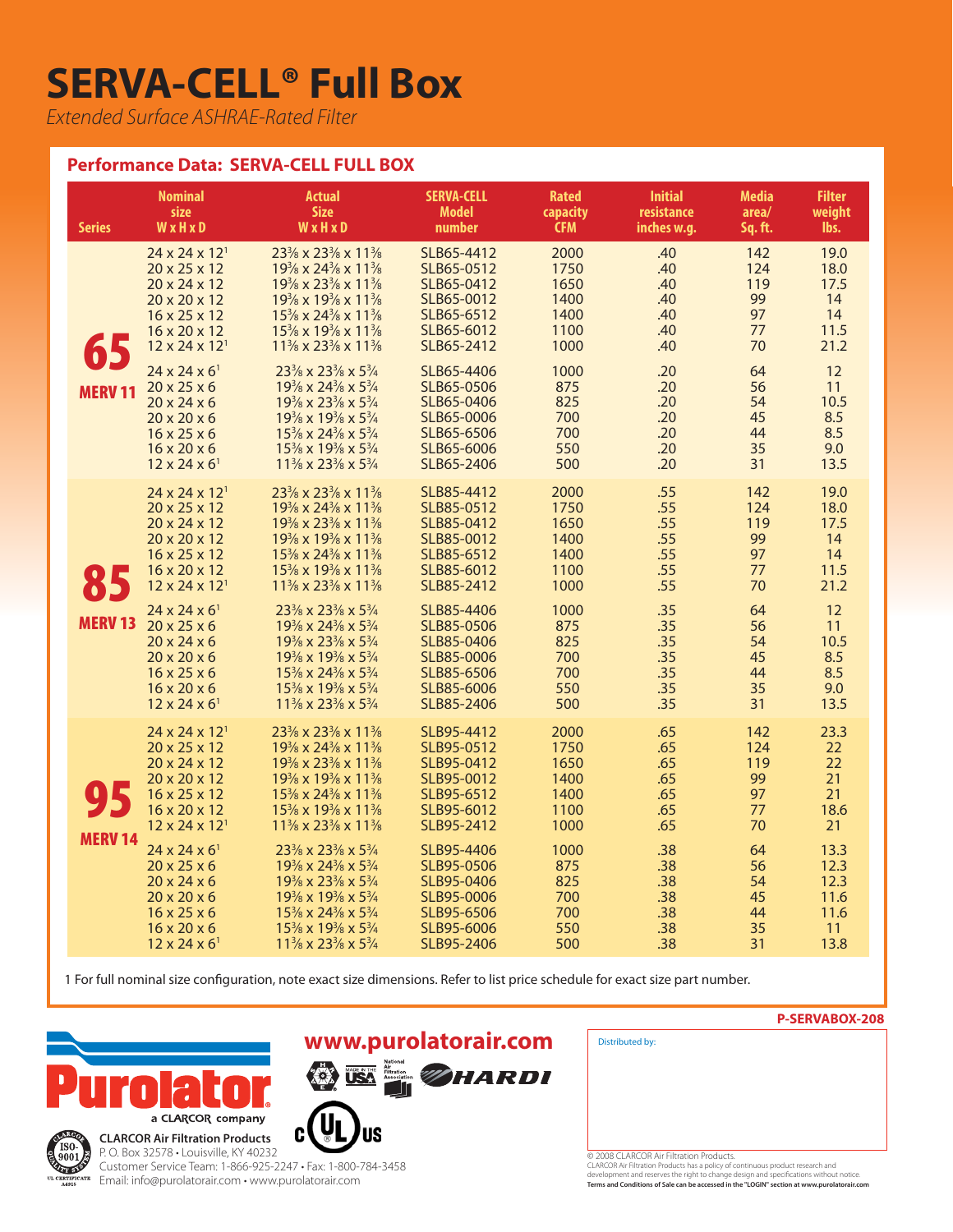# SERVA-CELL® Full Box

*Extended Surface ASHRAE-Rated Filter*

## Performance Data: SERVA-CELL FULL BOX

| Series | Nominal size W x H x D | Actual Size W x H x D | SERVA-CELL Model number | Rated capacity CFM | Initial resistance inches w.g. | Media area/ Sq. ft. | Filter weight lbs. |
|---|---|---|---|---|---|---|---|
| 65 MERV 11 | 24 x 24 x 12[1] | 23⅜ x 23⅜ x 11⅜ | SLB65-4412 | 2000 | .40 | 142 | 19.0 |
| | 20 x 25 x 12 | 19⅜ x 24⅜ x 11⅜ | SLB65-0512 | 1750 | .40 | 124 | 18.0 |
| | 20 x 24 x 12 | 19⅜ x 23⅜ x 11⅜ | SLB65-0412 | 1650 | .40 | 119 | 17.5 |
| | 20 x 20 x 12 | 19⅜ x 19⅜ x 11⅜ | SLB65-0012 | 1400 | .40 | 99 | 14 |
| | 16 x 25 x 12 | 15⅜ x 24⅜ x 11⅜ | SLB65-6512 | 1400 | .40 | 97 | 14 |
| | 16 x 20 x 12 | 15⅜ x 19⅜ x 11⅜ | SLB65-6012 | 1100 | .40 | 77 | 11.5 |
| | 12 x 24 x 12[1] | 11⅜ x 23⅜ x 11⅜ | SLB65-2412 | 1000 | .40 | 70 | 21.2 |
| | 24 x 24 x 6[1] | 23⅜ x 23⅜ x 5¾ | SLB65-4406 | 1000 | .20 | 64 | 12 |
| | 20 x 25 x 6 | 19⅜ x 24⅜ x 5¾ | SLB65-0506 | 875 | .20 | 56 | 11 |
| | 20 x 24 x 6 | 19⅜ x 23⅜ x 5¾ | SLB65-0406 | 825 | .20 | 54 | 10.5 |
| | 20 x 20 x 6 | 19⅜ x 19⅜ x 5¾ | SLB65-0006 | 700 | .20 | 45 | 8.5 |
| | 16 x 25 x 6 | 15⅜ x 24⅜ x 5¾ | SLB65-6506 | 700 | .20 | 44 | 8.5 |
| | 16 x 20 x 6 | 15⅜ x 19⅜ x 5¾ | SLB65-6006 | 550 | .20 | 35 | 9.0 |
| | 12 x 24 x 6[1] | 11⅜ x 23⅜ x 5¾ | SLB65-2406 | 500 | .20 | 31 | 13.5 |
| 85 MERV 13 | 24 x 24 x 12[1] | 23⅜ x 23⅜ x 11⅜ | SLB85-4412 | 2000 | .55 | 142 | 19.0 |
| | 20 x 25 x 12 | 19⅜ x 24⅜ x 11⅜ | SLB85-0512 | 1750 | .55 | 124 | 18.0 |
| | 20 x 24 x 12 | 19⅜ x 23⅜ x 11⅜ | SLB85-0412 | 1650 | .55 | 119 | 17.5 |
| | 20 x 20 x 12 | 19⅜ x 19⅜ x 11⅜ | SLB85-0012 | 1400 | .55 | 99 | 14 |
| | 16 x 25 x 12 | 15⅜ x 24⅜ x 11⅜ | SLB85-6512 | 1400 | .55 | 97 | 14 |
| | 16 x 20 x 12 | 15⅜ x 19⅜ x 11⅜ | SLB85-6012 | 1100 | .55 | 77 | 11.5 |
| | 12 x 24 x 12[1] | 11⅜ x 23⅜ x 11⅜ | SLB85-2412 | 1000 | .55 | 70 | 21.2 |
| | 24 x 24 x 6[1] | 23⅜ x 23⅜ x 5¾ | SLB85-4406 | 1000 | .35 | 64 | 12 |
| | 20 x 25 x 6 | 19⅜ x 24⅜ x 5¾ | SLB85-0506 | 875 | .35 | 56 | 11 |
| | 20 x 24 x 6 | 19⅜ x 23⅜ x 5¾ | SLB85-0406 | 825 | .35 | 54 | 10.5 |
| | 20 x 20 x 6 | 19⅜ x 19⅜ x 5¾ | SLB85-0006 | 700 | .35 | 45 | 8.5 |
| | 16 x 25 x 6 | 15⅜ x 24⅜ x 5¾ | SLB85-6506 | 700 | .35 | 44 | 8.5 |
| | 16 x 20 x 6 | 15⅜ x 19⅜ x 5¾ | SLB85-6006 | 550 | .35 | 35 | 9.0 |
| | 12 x 24 x 6[1] | 11⅜ x 23⅜ x 5¾ | SLB85-2406 | 500 | .35 | 31 | 13.5 |
| 95 MERV 14 | 24 x 24 x 12[1] | 23⅜ x 23⅜ x 11⅜ | SLB95-4412 | 2000 | .65 | 142 | 23.3 |
| | 20 x 25 x 12 | 19⅜ x 24⅜ x 11⅜ | SLB95-0512 | 1750 | .65 | 124 | 22 |
| | 20 x 24 x 12 | 19⅜ x 23⅜ x 11⅜ | SLB95-0412 | 1650 | .65 | 119 | 22 |
| | 20 x 20 x 12 | 19⅜ x 19⅜ x 11⅜ | SLB95-0012 | 1400 | .65 | 99 | 21 |
| | 16 x 25 x 12 | 15⅜ x 24⅜ x 11⅜ | SLB95-6512 | 1400 | .65 | 97 | 21 |
| | 16 x 20 x 12 | 15⅜ x 19⅜ x 11⅜ | SLB95-6012 | 1100 | .65 | 77 | 18.6 |
| | 12 x 24 x 12[1] | 11⅜ x 23⅜ x 11⅜ | SLB95-2412 | 1000 | .65 | 70 | 21 |
| | 24 x 24 x 6[1] | 23⅜ x 23⅜ x 5¾ | SLB95-4406 | 1000 | .38 | 64 | 13.3 |
| | 20 x 25 x 6 | 19⅜ x 24⅜ x 5¾ | SLB95-0506 | 875 | .38 | 56 | 12.3 |
| | 20 x 24 x 6 | 19⅜ x 23⅜ x 5¾ | SLB95-0406 | 825 | .38 | 54 | 12.3 |
| | 20 x 20 x 6 | 19⅜ x 19⅜ x 5¾ | SLB95-0006 | 700 | .38 | 45 | 11.6 |
| | 16 x 25 x 6 | 15⅜ x 24⅜ x 5¾ | SLB95-6506 | 700 | .38 | 44 | 11.6 |
| | 16 x 20 x 6 | 15⅜ x 19⅜ x 5¾ | SLB95-6006 | 550 | .38 | 35 | 11 |
| | 12 x 24 x 6[1] | 11⅜ x 23⅜ x 5¾ | SLB95-2406 | 500 | .38 | 31 | 13.8 |

1 For full nominal size configuration, note exact size dimensions. Refer to list price schedule for exact size part number.

P-SERVABOX-208

Purolator

a CLARCOR company

www.purolatorair.com

**CLARCOR Air Filtration Products**
P. O. Box 32578 • Louisville, KY 40232
Customer Service Team: 1-866-925-2247 • Fax: 1-800-784-3458
Email: info@purolatorair.com • www.purolatorair.com

Distributed by:

© 2008 CLARCOR Air Filtration Products.
CLARCOR Air Filtration Products has a policy of continuous product research and development and reserves the right to change design and specifications without notice.
**Terms and Conditions of Sale can be accessed in the "LOGIN" section at www.purolatorair.com**